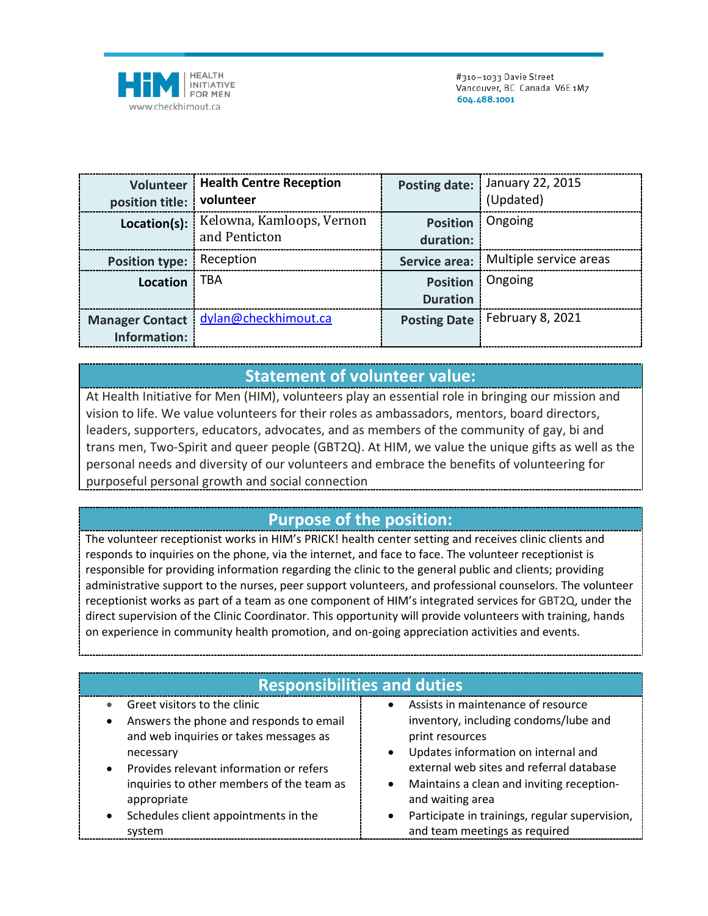HiM | HEALTH INITIATIVE FOR MEN
www.checkhimout.ca

#310–1033 Davie Street
Vancouver, BC Canada V6E 1M7
604.488.1001

| **Volunteer position title:** | **Health Centre Reception volunteer** | **Posting date:** | January 22, 2015 (Updated) |
|---|---|---|---|
| **Location(s):** | Kelowna, Kamloops, Vernon and Penticton | **Position duration:** | Ongoing |
| **Position type:** | Reception | **Service area:** | Multiple service areas |
| **Location** | TBA | **Position Duration** | Ongoing |
| **Manager Contact Information:** | dylan@checkhimout.ca | **Posting Date** | February 8, 2021 |

## Statement of volunteer value:

At Health Initiative for Men (HIM), volunteers play an essential role in bringing our mission and vision to life. We value volunteers for their roles as ambassadors, mentors, board directors, leaders, supporters, educators, advocates, and as members of the community of gay, bi and trans men, Two-Spirit and queer people (GBT2Q). At HIM, we value the unique gifts as well as the personal needs and diversity of our volunteers and embrace the benefits of volunteering for purposeful personal growth and social connection

## Purpose of the position:

The volunteer receptionist works in HIM's PRICK! health center setting and receives clinic clients and responds to inquiries on the phone, via the internet, and face to face. The volunteer receptionist is responsible for providing information regarding the clinic to the general public and clients; providing administrative support to the nurses, peer support volunteers, and professional counselors. The volunteer receptionist works as part of a team as one component of HIM's integrated services for GBT2Q, under the direct supervision of the Clinic Coordinator. This opportunity will provide volunteers with training, hands on experience in community health promotion, and on-going appreciation activities and events.

## Responsibilities and duties

- Greet visitors to the clinic
- Answers the phone and responds to email and web inquiries or takes messages as necessary
- Provides relevant information or refers inquiries to other members of the team as appropriate
- Schedules client appointments in the system
- Assists in maintenance of resource inventory, including condoms/lube and print resources
- Updates information on internal and external web sites and referral database
- Maintains a clean and inviting reception- and waiting area
- Participate in trainings, regular supervision, and team meetings as required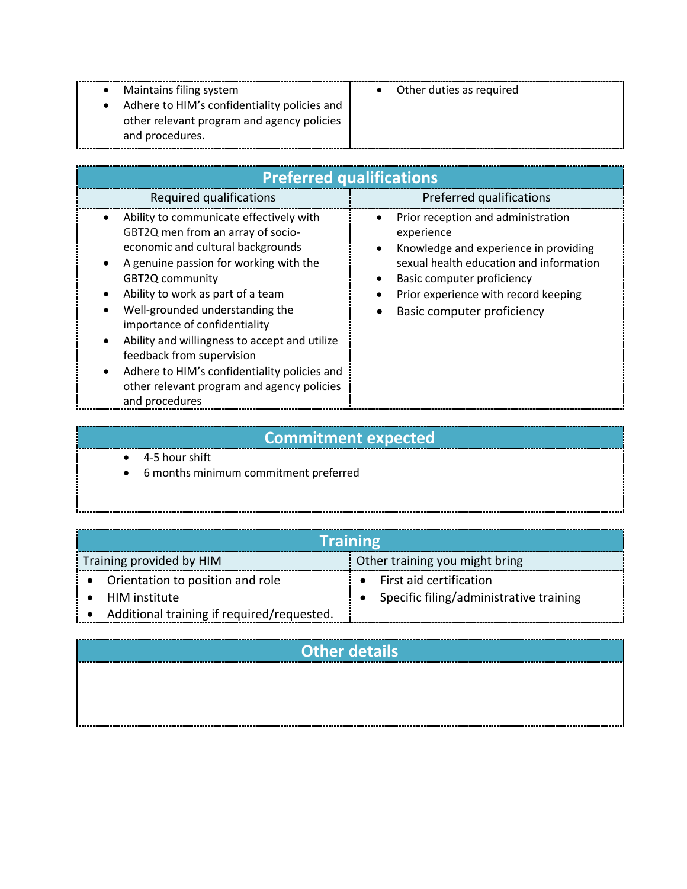| | |
|---|---|
| • Maintains filing system<br>• Adhere to HIM's confidentiality policies and other relevant program and agency policies and procedures. | • Other duties as required |

## Preferred qualifications

| Required qualifications | Preferred qualifications |
|---|---|
| • Ability to communicate effectively with GBT2Q men from an array of socio-economic and cultural backgrounds<br>• A genuine passion for working with the GBT2Q community<br>• Ability to work as part of a team<br>• Well-grounded understanding the importance of confidentiality<br>• Ability and willingness to accept and utilize feedback from supervision<br>• Adhere to HIM's confidentiality policies and other relevant program and agency policies and procedures | • Prior reception and administration experience<br>• Knowledge and experience in providing sexual health education and information<br>• Basic computer proficiency<br>• Prior experience with record keeping<br>• Basic computer proficiency |

## Commitment expected

- 4-5 hour shift
- 6 months minimum commitment preferred

## Training

| Training provided by HIM | Other training you might bring |
|---|---|
| • Orientation to position and role<br>• HIM institute<br>• Additional training if required/requested. | • First aid certification<br>• Specific filing/administrative training |

## Other details